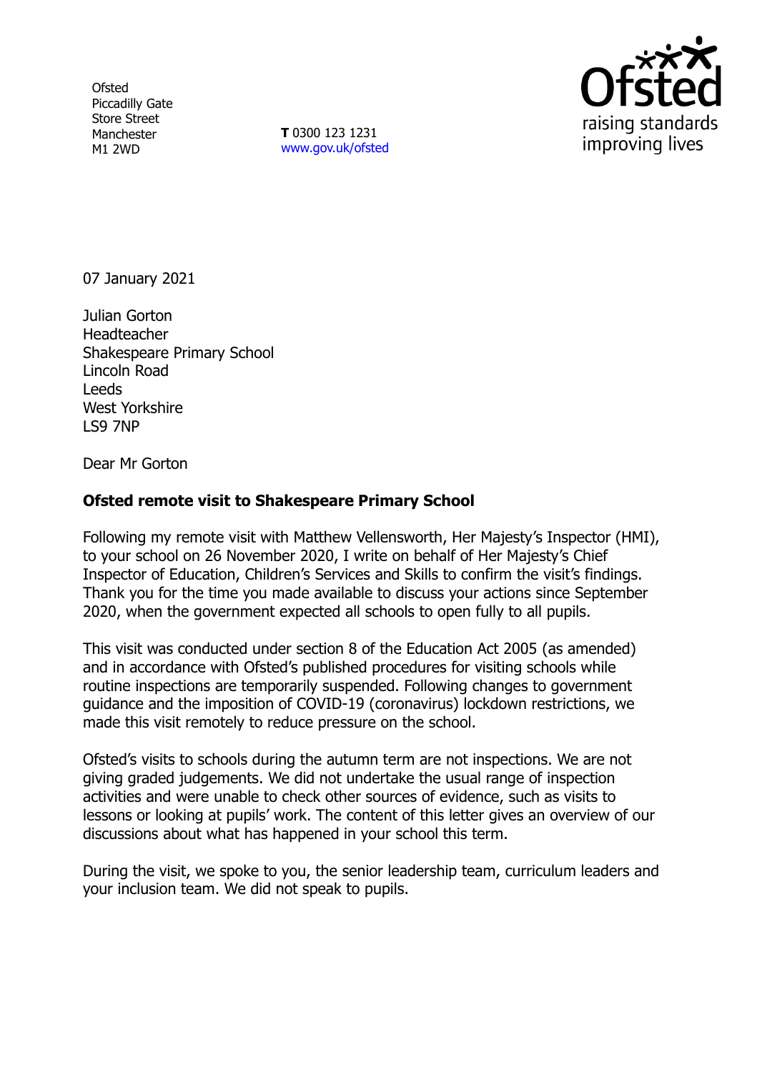Ofsted
Piccadilly Gate
Store Street
Manchester
M1 2WD

**T** 0300 123 1231
www.gov.uk/ofsted

07 January 2021

Julian Gorton
Headteacher
Shakespeare Primary School
Lincoln Road
Leeds
West Yorkshire
LS9 7NP

Dear Mr Gorton

**Ofsted remote visit to Shakespeare Primary School**

Following my remote visit with Matthew Vellensworth, Her Majesty's Inspector (HMI), to your school on 26 November 2020, I write on behalf of Her Majesty's Chief Inspector of Education, Children's Services and Skills to confirm the visit's findings. Thank you for the time you made available to discuss your actions since September 2020, when the government expected all schools to open fully to all pupils.

This visit was conducted under section 8 of the Education Act 2005 (as amended) and in accordance with Ofsted's published procedures for visiting schools while routine inspections are temporarily suspended. Following changes to government guidance and the imposition of COVID-19 (coronavirus) lockdown restrictions, we made this visit remotely to reduce pressure on the school.

Ofsted's visits to schools during the autumn term are not inspections. We are not giving graded judgements. We did not undertake the usual range of inspection activities and were unable to check other sources of evidence, such as visits to lessons or looking at pupils' work. The content of this letter gives an overview of our discussions about what has happened in your school this term.

During the visit, we spoke to you, the senior leadership team, curriculum leaders and your inclusion team. We did not speak to pupils.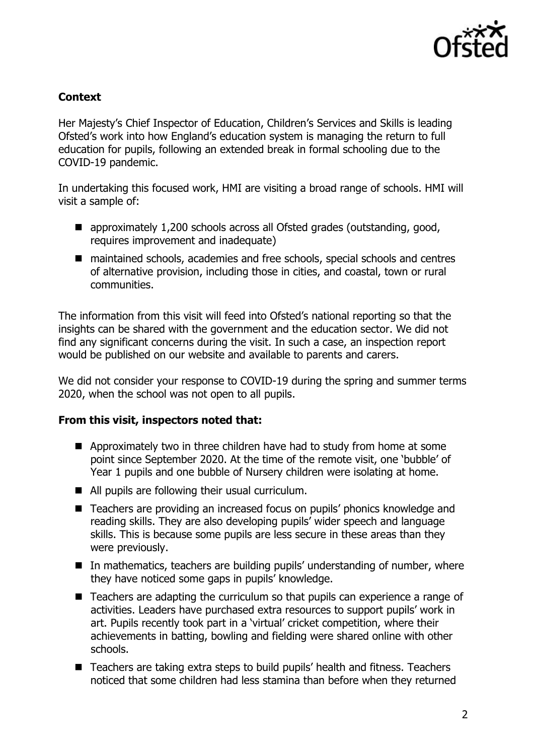## Context

Her Majesty's Chief Inspector of Education, Children's Services and Skills is leading Ofsted's work into how England's education system is managing the return to full education for pupils, following an extended break in formal schooling due to the COVID-19 pandemic.

In undertaking this focused work, HMI are visiting a broad range of schools. HMI will visit a sample of:

- approximately 1,200 schools across all Ofsted grades (outstanding, good, requires improvement and inadequate)
- maintained schools, academies and free schools, special schools and centres of alternative provision, including those in cities, and coastal, town or rural communities.

The information from this visit will feed into Ofsted's national reporting so that the insights can be shared with the government and the education sector. We did not find any significant concerns during the visit. In such a case, an inspection report would be published on our website and available to parents and carers.

We did not consider your response to COVID-19 during the spring and summer terms 2020, when the school was not open to all pupils.

**From this visit, inspectors noted that:**

- Approximately two in three children have had to study from home at some point since September 2020. At the time of the remote visit, one 'bubble' of Year 1 pupils and one bubble of Nursery children were isolating at home.
- All pupils are following their usual curriculum.
- Teachers are providing an increased focus on pupils' phonics knowledge and reading skills. They are also developing pupils' wider speech and language skills. This is because some pupils are less secure in these areas than they were previously.
- In mathematics, teachers are building pupils' understanding of number, where they have noticed some gaps in pupils' knowledge.
- Teachers are adapting the curriculum so that pupils can experience a range of activities. Leaders have purchased extra resources to support pupils' work in art. Pupils recently took part in a 'virtual' cricket competition, where their achievements in batting, bowling and fielding were shared online with other schools.
- Teachers are taking extra steps to build pupils' health and fitness. Teachers noticed that some children had less stamina than before when they returned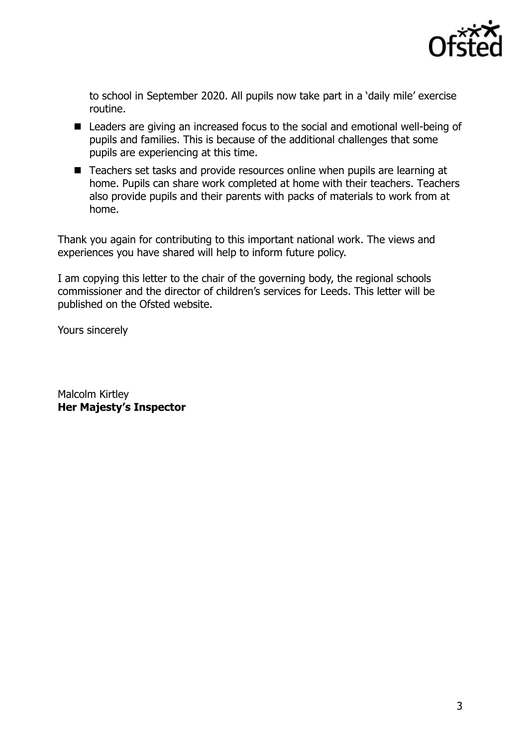to school in September 2020. All pupils now take part in a 'daily mile' exercise routine.

- Leaders are giving an increased focus to the social and emotional well-being of pupils and families. This is because of the additional challenges that some pupils are experiencing at this time.
- Teachers set tasks and provide resources online when pupils are learning at home. Pupils can share work completed at home with their teachers. Teachers also provide pupils and their parents with packs of materials to work from at home.

Thank you again for contributing to this important national work. The views and experiences you have shared will help to inform future policy.

I am copying this letter to the chair of the governing body, the regional schools commissioner and the director of children's services for Leeds. This letter will be published on the Ofsted website.

Yours sincerely

Malcolm Kirtley
**Her Majesty's Inspector**